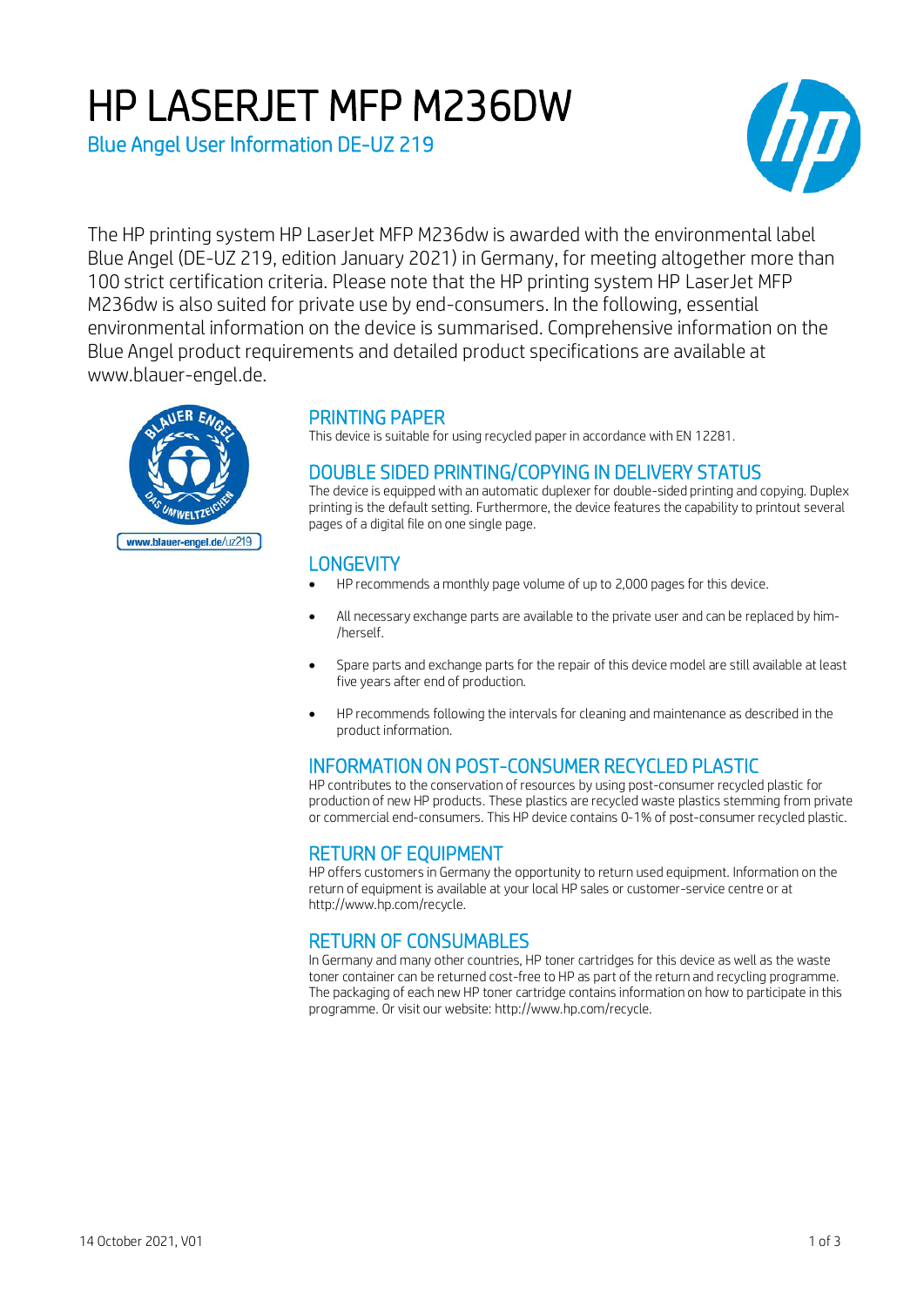# HP LASERJET MFP M236DW

## Blue Angel User Information DE-UZ 219

The HP printing system HP LaserJet MFP M236dw is awarded with the environmental label Blue Angel (DE-UZ 219, edition January 2021) in Germany, for meeting altogether more than 100 strict certification criteria. Please note that the HP printing system HP LaserJet MFP M236dw is also suited for private use by end-consumers. In the following, essential environmental information on the device is summarised. Comprehensive information on the Blue Angel product requirements and detailed product specifications are available at www.blauer-engel.de.

### PRINTING PAPER

This device is suitable for using recycled paper in accordance with EN 12281.

### DOUBLE SIDED PRINTING/COPYING IN DELIVERY STATUS

The device is equipped with an automatic duplexer for double-sided printing and copying. Duplex printing is the default setting. Furthermore, the device features the capability to printout several pages of a digital file on one single page.

### LONGEVITY

- HP recommends a monthly page volume of up to 2,000 pages for this device.
- All necessary exchange parts are available to the private user and can be replaced by him-/herself.
- Spare parts and exchange parts for the repair of this device model are still available at least five years after end of production.
- HP recommends following the intervals for cleaning and maintenance as described in the product information.

### INFORMATION ON POST-CONSUMER RECYCLED PLASTIC

HP contributes to the conservation of resources by using post-consumer recycled plastic for production of new HP products. These plastics are recycled waste plastics stemming from private or commercial end-consumers. This HP device contains 0-1% of post-consumer recycled plastic.

### RETURN OF EQUIPMENT

HP offers customers in Germany the opportunity to return used equipment. Information on the return of equipment is available at your local HP sales or customer-service centre or at http://www.hp.com/recycle.

### RETURN OF CONSUMABLES

In Germany and many other countries, HP toner cartridges for this device as well as the waste toner container can be returned cost-free to HP as part of the return and recycling programme. The packaging of each new HP toner cartridge contains information on how to participate in this programme. Or visit our website: http://www.hp.com/recycle.

14 October 2021, V01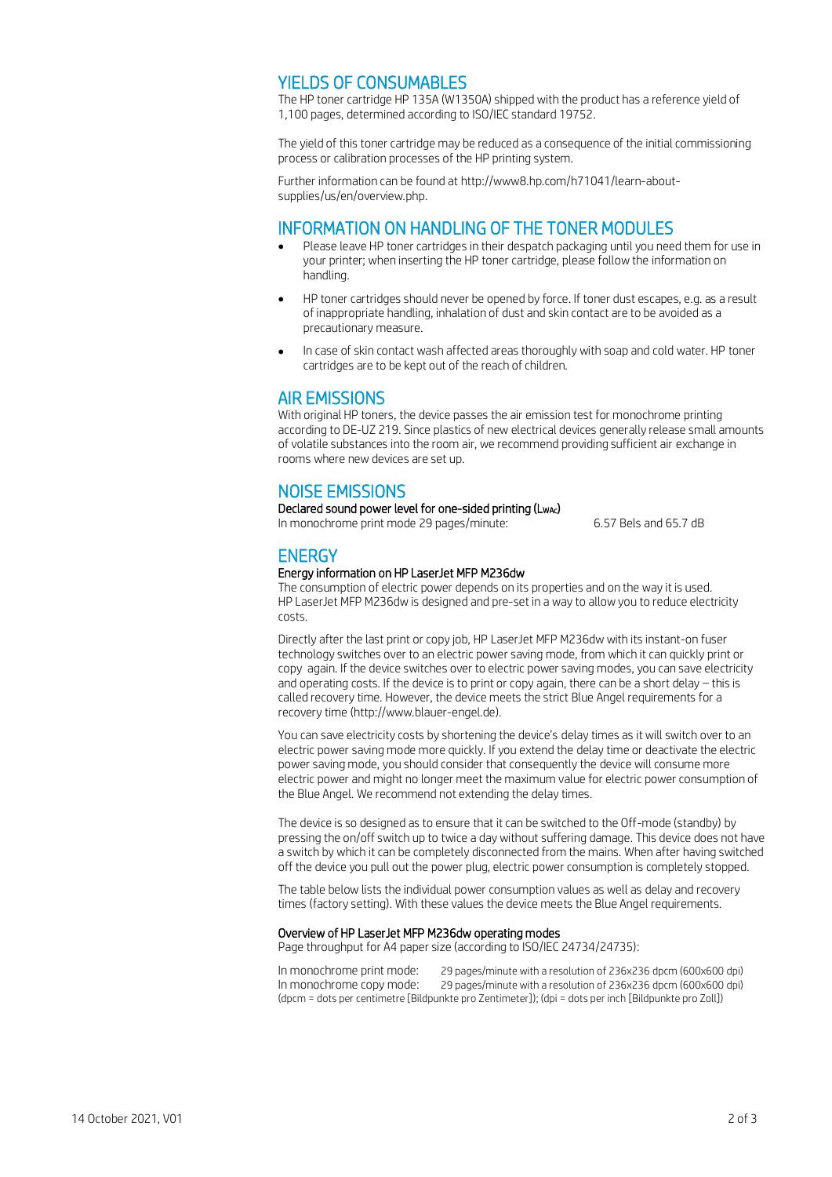## YIELDS OF CONSUMABLES

The HP toner cartridge HP 135A (W1350A) shipped with the product has a reference yield of 1,100 pages, determined according to ISO/IEC standard 19752.

The yield of this toner cartridge may be reduced as a consequence of the initial commissioning process or calibration processes of the HP printing system.

Further information can be found at http://www8.hp.com/h71041/learn-about-supplies/us/en/overview.php.

## INFORMATION ON HANDLING OF THE TONER MODULES

- Please leave HP toner cartridges in their despatch packaging until you need them for use in your printer; when inserting the HP toner cartridge, please follow the information on handling.
- HP toner cartridges should never be opened by force. If toner dust escapes, e.g. as a result of inappropriate handling, inhalation of dust and skin contact are to be avoided as a precautionary measure.
- In case of skin contact wash affected areas thoroughly with soap and cold water. HP toner cartridges are to be kept out of the reach of children.

## AIR EMISSIONS

With original HP toners, the device passes the air emission test for monochrome printing according to DE-UZ 219. Since plastics of new electrical devices generally release small amounts of volatile substances into the room air, we recommend providing sufficient air exchange in rooms where new devices are set up.

## NOISE EMISSIONS

**Declared sound power level for one-sided printing ($L_{WAc}$)**

In monochrome print mode 29 pages/minute: 6.57 Bels and 65.7 dB

## ENERGY

**Energy information on HP LaserJet MFP M236dw**

The consumption of electric power depends on its properties and on the way it is used. HP LaserJet MFP M236dw is designed and pre-set in a way to allow you to reduce electricity costs.

Directly after the last print or copy job, HP LaserJet MFP M236dw with its instant-on fuser technology switches over to an electric power saving mode, from which it can quickly print or copy again. If the device switches over to electric power saving modes, you can save electricity and operating costs. If the device is to print or copy again, there can be a short delay – this is called recovery time. However, the device meets the strict Blue Angel requirements for a recovery time (http://www.blauer-engel.de).

You can save electricity costs by shortening the device's delay times as it will switch over to an electric power saving mode more quickly. If you extend the delay time or deactivate the electric power saving mode, you should consider that consequently the device will consume more electric power and might no longer meet the maximum value for electric power consumption of the Blue Angel. We recommend not extending the delay times.

The device is so designed as to ensure that it can be switched to the Off-mode (standby) by pressing the on/off switch up to twice a day without suffering damage. This device does not have a switch by which it can be completely disconnected from the mains. When after having switched off the device you pull out the power plug, electric power consumption is completely stopped.

The table below lists the individual power consumption values as well as delay and recovery times (factory setting). With these values the device meets the Blue Angel requirements.

**Overview of HP LaserJet MFP M236dw operating modes**

Page throughput for A4 paper size (according to ISO/IEC 24734/24735):

In monochrome print mode: 29 pages/minute with a resolution of 236x236 dpcm (600x600 dpi)
In monochrome copy mode: 29 pages/minute with a resolution of 236x236 dpcm (600x600 dpi)
(dpcm = dots per centimetre [Bildpunkte pro Zentimeter]); (dpi = dots per inch [Bildpunkte pro Zoll])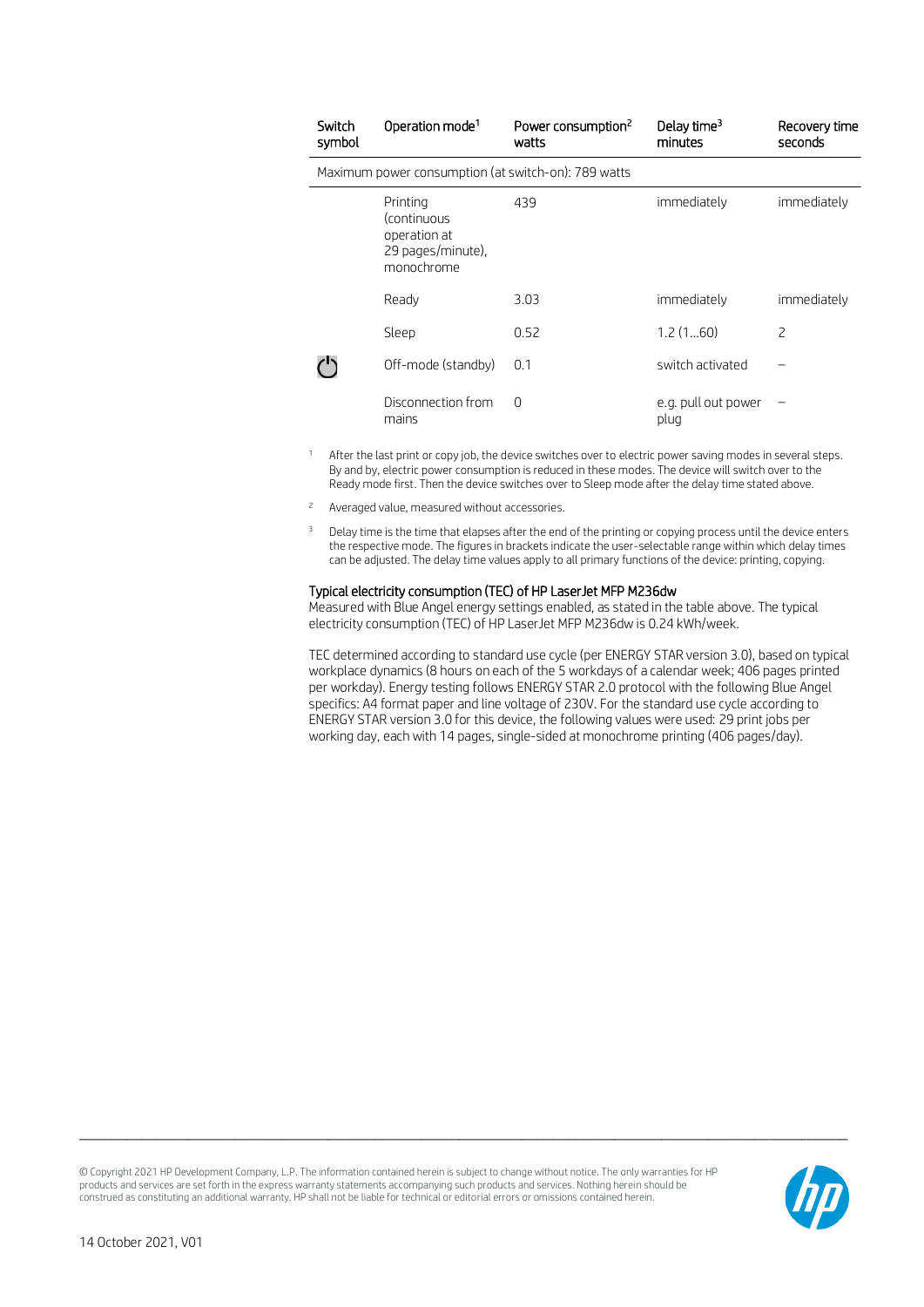| Switch symbol | Operation mode[1] | Power consumption[2] watts | Delay time[3] minutes | Recovery time seconds |
|---|---|---|---|---|
| Maximum power consumption (at switch-on): 789 watts | | | | |
| | Printing (continuous operation at 29 pages/minute), monochrome | 439 | immediately | immediately |
| | Ready | 3.03 | immediately | immediately |
| | Sleep | 0.52 | 1.2 (1…60) | 2 |
| ⏻ | Off-mode (standby) | 0.1 | switch activated | – |
| | Disconnection from mains | 0 | e.g. pull out power plug | – |

[1] After the last print or copy job, the device switches over to electric power saving modes in several steps. By and by, electric power consumption is reduced in these modes. The device will switch over to the Ready mode first. Then the device switches over to Sleep mode after the delay time stated above.

[2] Averaged value, measured without accessories.

[3] Delay time is the time that elapses after the end of the printing or copying process until the device enters the respective mode. The figures in brackets indicate the user-selectable range within which delay times can be adjusted. The delay time values apply to all primary functions of the device: printing, copying.

### Typical electricity consumption (TEC) of HP LaserJet MFP M236dw

Measured with Blue Angel energy settings enabled, as stated in the table above. The typical electricity consumption (TEC) of HP LaserJet MFP M236dw is 0.24 kWh/week.

TEC determined according to standard use cycle (per ENERGY STAR version 3.0), based on typical workplace dynamics (8 hours on each of the 5 workdays of a calendar week; 406 pages printed per workday). Energy testing follows ENERGY STAR 2.0 protocol with the following Blue Angel specifics: A4 format paper and line voltage of 230V. For the standard use cycle according to ENERGY STAR version 3.0 for this device, the following values were used: 29 print jobs per working day, each with 14 pages, single-sided at monochrome printing (406 pages/day).

© Copyright 2021 HP Development Company, L.P. The information contained herein is subject to change without notice. The only warranties for HP products and services are set forth in the express warranty statements accompanying such products and services. Nothing herein should be construed as constituting an additional warranty. HP shall not be liable for technical or editorial errors or omissions contained herein.

14 October 2021, V01